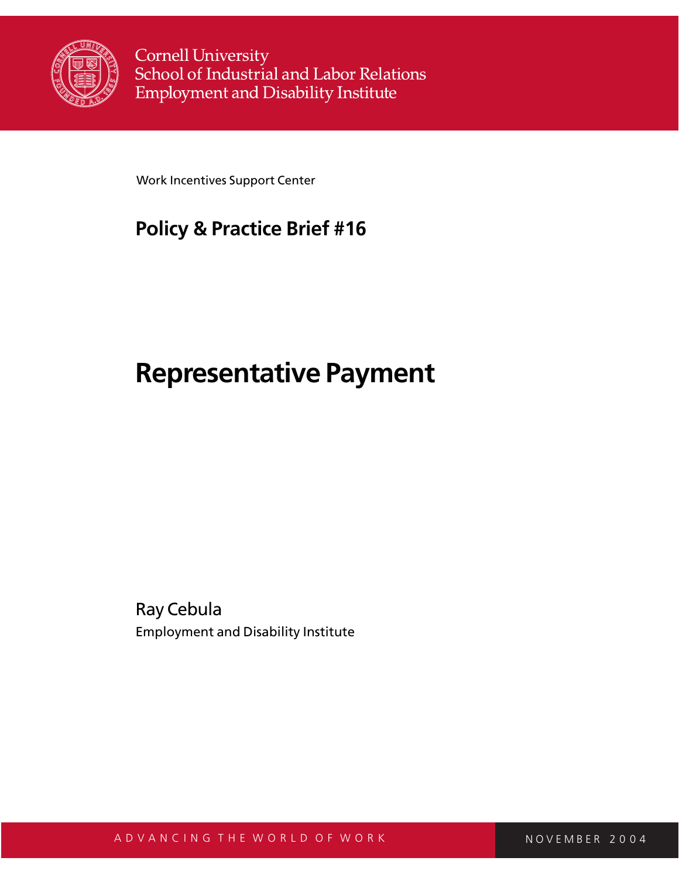Cornell University
School of Industrial and Labor Relations
Employment and Disability Institute

Work Incentives Support Center

## Policy & Practice Brief #16

# Representative Payment

Ray Cebula
Employment and Disability Institute

ADVANCING THE WORLD OF WORK

NOVEMBER 2004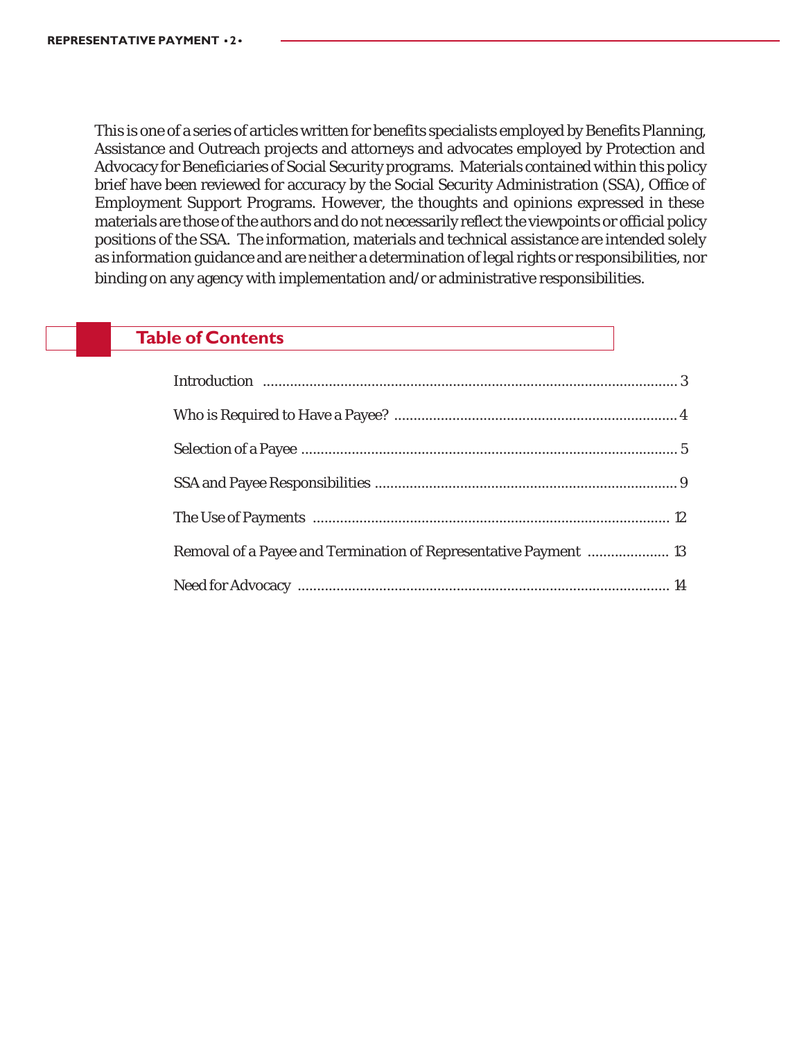This is one of a series of articles written for benefits specialists employed by Benefits Planning, Assistance and Outreach projects and attorneys and advocates employed by Protection and Advocacy for Beneficiaries of Social Security programs. Materials contained within this policy brief have been reviewed for accuracy by the Social Security Administration (SSA), Office of Employment Support Programs. However, the thoughts and opinions expressed in these materials are those of the authors and do not necessarily reflect the viewpoints or official policy positions of the SSA. The information, materials and technical assistance are intended solely as information guidance and are neither a determination of legal rights or responsibilities, nor binding on any agency with implementation and/or administrative responsibilities.

## Table of Contents

Introduction .......... 3

Who is Required to Have a Payee? .......... 4

Selection of a Payee .......... 5

SSA and Payee Responsibilities .......... 9

The Use of Payments .......... 12

Removal of a Payee and Termination of Representative Payment .......... 13

Need for Advocacy .......... 14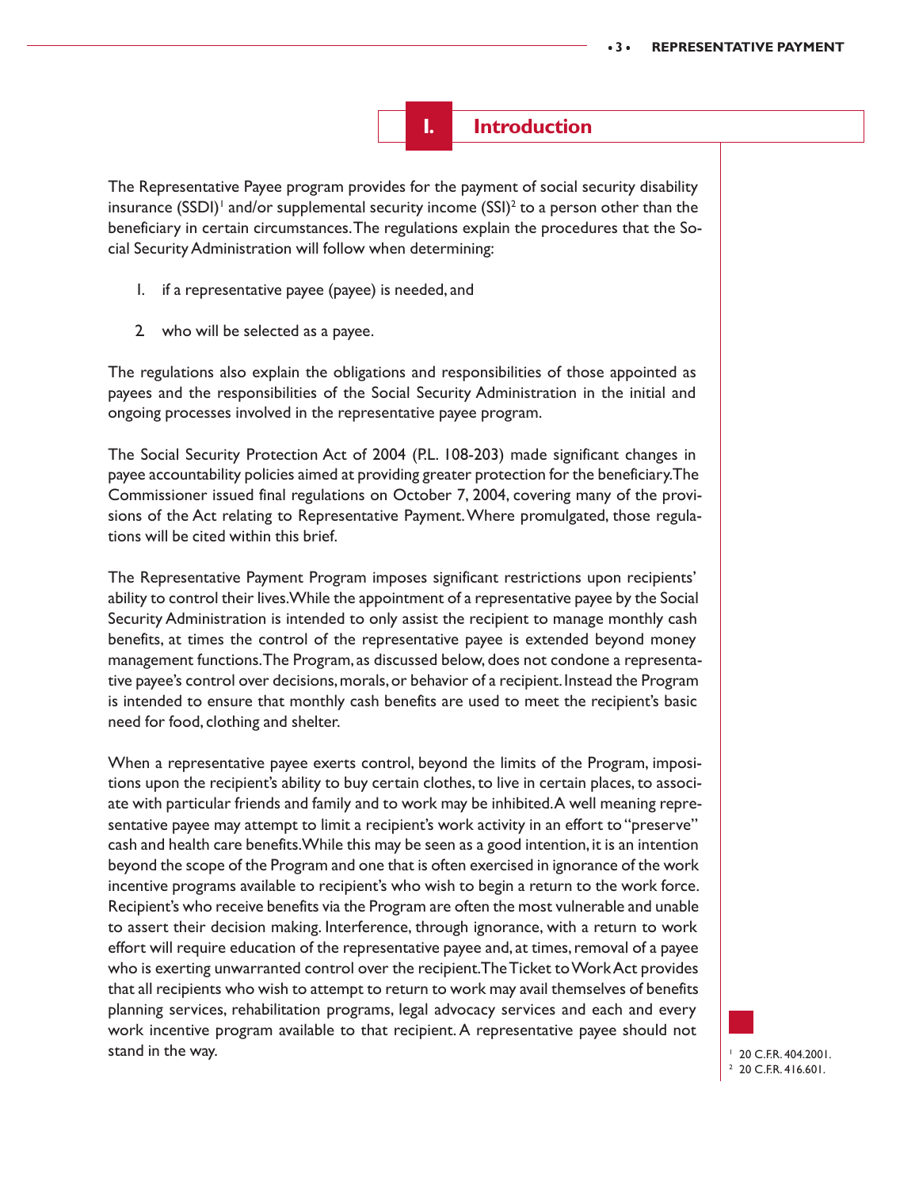# I. Introduction

The Representative Payee program provides for the payment of social security disability insurance (SSDI)[1] and/or supplemental security income (SSI)[2] to a person other than the beneficiary in certain circumstances. The regulations explain the procedures that the Social Security Administration will follow when determining:

1. if a representative payee (payee) is needed, and
2. who will be selected as a payee.

The regulations also explain the obligations and responsibilities of those appointed as payees and the responsibilities of the Social Security Administration in the initial and ongoing processes involved in the representative payee program.

The Social Security Protection Act of 2004 (P.L. 108-203) made significant changes in payee accountability policies aimed at providing greater protection for the beneficiary. The Commissioner issued final regulations on October 7, 2004, covering many of the provisions of the Act relating to Representative Payment. Where promulgated, those regulations will be cited within this brief.

The Representative Payment Program imposes significant restrictions upon recipients' ability to control their lives. While the appointment of a representative payee by the Social Security Administration is intended to only assist the recipient to manage monthly cash benefits, at times the control of the representative payee is extended beyond money management functions. The Program, as discussed below, does not condone a representative payee's control over decisions, morals, or behavior of a recipient. Instead the Program is intended to ensure that monthly cash benefits are used to meet the recipient's basic need for food, clothing and shelter.

When a representative payee exerts control, beyond the limits of the Program, impositions upon the recipient's ability to buy certain clothes, to live in certain places, to associate with particular friends and family and to work may be inhibited. A well meaning representative payee may attempt to limit a recipient's work activity in an effort to "preserve" cash and health care benefits. While this may be seen as a good intention, it is an intention beyond the scope of the Program and one that is often exercised in ignorance of the work incentive programs available to recipient's who wish to begin a return to the work force. Recipient's who receive benefits via the Program are often the most vulnerable and unable to assert their decision making. Interference, through ignorance, with a return to work effort will require education of the representative payee and, at times, removal of a payee who is exerting unwarranted control over the recipient. The Ticket to Work Act provides that all recipients who wish to attempt to return to work may avail themselves of benefits planning services, rehabilitation programs, legal advocacy services and each and every work incentive program available to that recipient. A representative payee should not stand in the way.

[1] 20 C.F.R. 404.2001.
[2] 20 C.F.R. 416.601.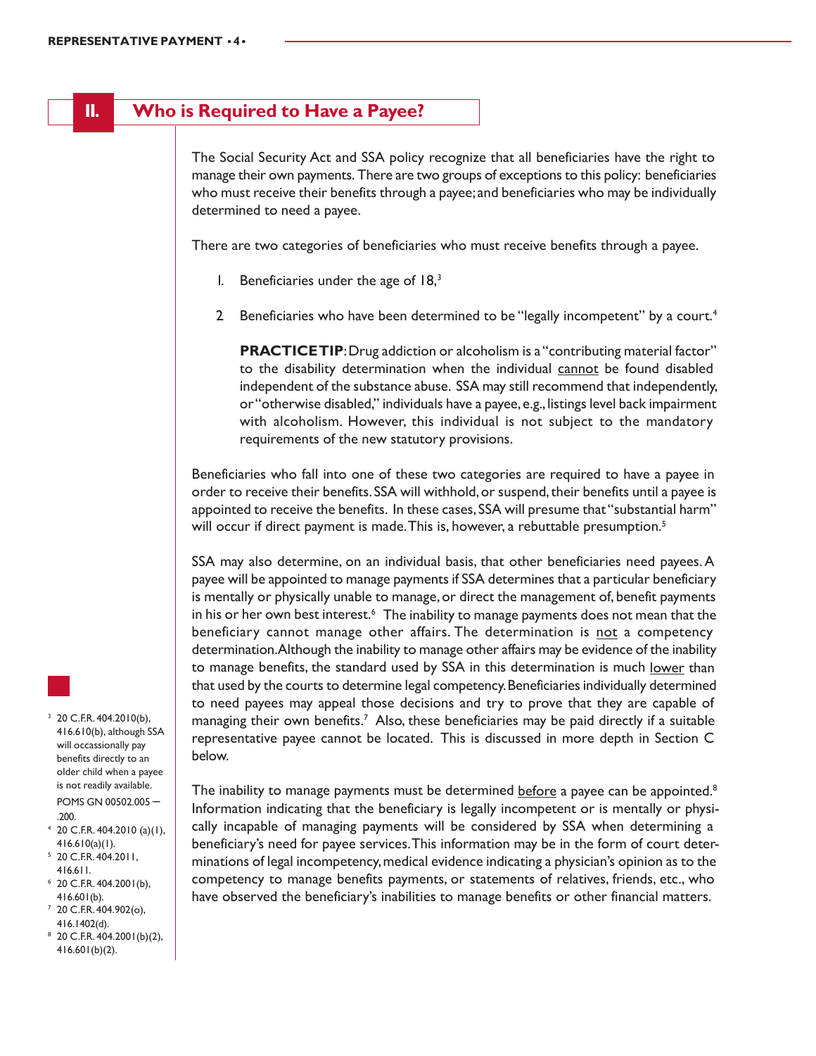## II. Who is Required to Have a Payee?

The Social Security Act and SSA policy recognize that all beneficiaries have the right to manage their own payments. There are two groups of exceptions to this policy: beneficiaries who must receive their benefits through a payee; and beneficiaries who may be individually determined to need a payee.

There are two categories of beneficiaries who must receive benefits through a payee.

1. Beneficiaries under the age of 18,[3]

2. Beneficiaries who have been determined to be "legally incompetent" by a court.[4]

   **PRACTICE TIP**: Drug addiction or alcoholism is a "contributing material factor" to the disability determination when the individual <u>cannot</u> be found disabled independent of the substance abuse. SSA may still recommend that independently, or "otherwise disabled," individuals have a payee, e.g., listings level back impairment with alcoholism. However, this individual is not subject to the mandatory requirements of the new statutory provisions.

Beneficiaries who fall into one of these two categories are required to have a payee in order to receive their benefits. SSA will withhold, or suspend, their benefits until a payee is appointed to receive the benefits. In these cases, SSA will presume that "substantial harm" will occur if direct payment is made. This is, however, a rebuttable presumption.[5]

SSA may also determine, on an individual basis, that other beneficiaries need payees. A payee will be appointed to manage payments if SSA determines that a particular beneficiary is mentally or physically unable to manage, or direct the management of, benefit payments in his or her own best interest.[6] The inability to manage payments does not mean that the beneficiary cannot manage other affairs. The determination is <u>not</u> a competency determination. Although the inability to manage other affairs may be evidence of the inability to manage benefits, the standard used by SSA in this determination is much <u>lower</u> than that used by the courts to determine legal competency. Beneficiaries individually determined to need payees may appeal those decisions and try to prove that they are capable of managing their own benefits.[7] Also, these beneficiaries may be paid directly if a suitable representative payee cannot be located. This is discussed in more depth in Section C below.

The inability to manage payments must be determined <u>before</u> a payee can be appointed.[8] Information indicating that the beneficiary is legally incompetent or is mentally or physically incapable of managing payments will be considered by SSA when determining a beneficiary's need for payee services. This information may be in the form of court determinations of legal incompetency, medical evidence indicating a physician's opinion as to the competency to manage benefits payments, or statements of relatives, friends, etc., who have observed the beneficiary's inabilities to manage benefits or other financial matters.

---

[3] 20 C.F.R. 404.2010(b), 416.610(b), although SSA will occassionally pay benefits directly to an older child when a payee is not readily available. POMS GN 00502.005 — .200.

[4] 20 C.F.R. 404.2010 (a)(1), 416.610(a)(1).

[5] 20 C.F.R. 404.2011, 416.611.

[6] 20 C.F.R. 404.2001(b), 416.601(b).

[7] 20 C.F.R. 404.902(o), 416.1402(d).

[8] 20 C.F.R. 404.2001(b)(2), 416.601(b)(2).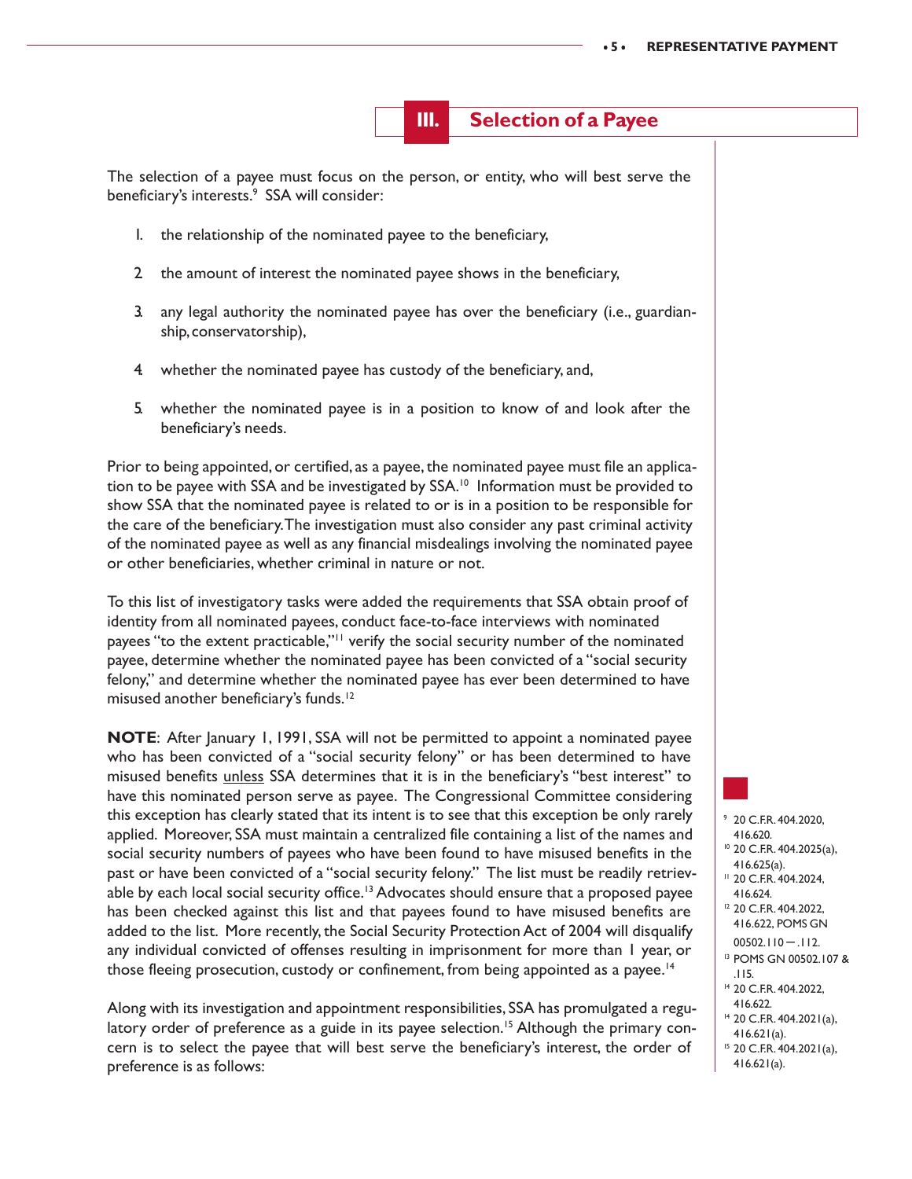## III. Selection of a Payee

The selection of a payee must focus on the person, or entity, who will best serve the beneficiary's interests.[9] SSA will consider:

1. the relationship of the nominated payee to the beneficiary,
2. the amount of interest the nominated payee shows in the beneficiary,
3. any legal authority the nominated payee has over the beneficiary (i.e., guardianship, conservatorship),
4. whether the nominated payee has custody of the beneficiary, and,
5. whether the nominated payee is in a position to know of and look after the beneficiary's needs.

Prior to being appointed, or certified, as a payee, the nominated payee must file an application to be payee with SSA and be investigated by SSA.[10] Information must be provided to show SSA that the nominated payee is related to or is in a position to be responsible for the care of the beneficiary. The investigation must also consider any past criminal activity of the nominated payee as well as any financial misdealings involving the nominated payee or other beneficiaries, whether criminal in nature or not.

To this list of investigatory tasks were added the requirements that SSA obtain proof of identity from all nominated payees, conduct face-to-face interviews with nominated payees "to the extent practicable,"[11] verify the social security number of the nominated payee, determine whether the nominated payee has been convicted of a "social security felony," and determine whether the nominated payee has ever been determined to have misused another beneficiary's funds.[12]

**NOTE**: After January 1, 1991, SSA will not be permitted to appoint a nominated payee who has been convicted of a "social security felony" or has been determined to have misused benefits unless SSA determines that it is in the beneficiary's "best interest" to have this nominated person serve as payee. The Congressional Committee considering this exception has clearly stated that its intent is to see that this exception be only rarely applied. Moreover, SSA must maintain a centralized file containing a list of the names and social security numbers of payees who have been found to have misused benefits in the past or have been convicted of a "social security felony." The list must be readily retrievable by each local social security office.[13] Advocates should ensure that a proposed payee has been checked against this list and that payees found to have misused benefits are added to the list. More recently, the Social Security Protection Act of 2004 will disqualify any individual convicted of offenses resulting in imprisonment for more than 1 year, or those fleeing prosecution, custody or confinement, from being appointed as a payee.[14]

Along with its investigation and appointment responsibilities, SSA has promulgated a regulatory order of preference as a guide in its payee selection.[15] Although the primary concern is to select the payee that will best serve the beneficiary's interest, the order of preference is as follows:

---

[9] 20 C.F.R. 404.2020, 416.620.

[10] 20 C.F.R. 404.2025(a), 416.625(a).

[11] 20 C.F.R. 404.2024, 416.624.

[12] 20 C.F.R. 404.2022, 416.622, POMS GN 00502.110 — .112.

[13] POMS GN 00502.107 & .115.

[14] 20 C.F.R. 404.2022, 416.622.

[14] 20 C.F.R. 404.2021(a), 416.621(a).

[15] 20 C.F.R. 404.2021(a), 416.621(a).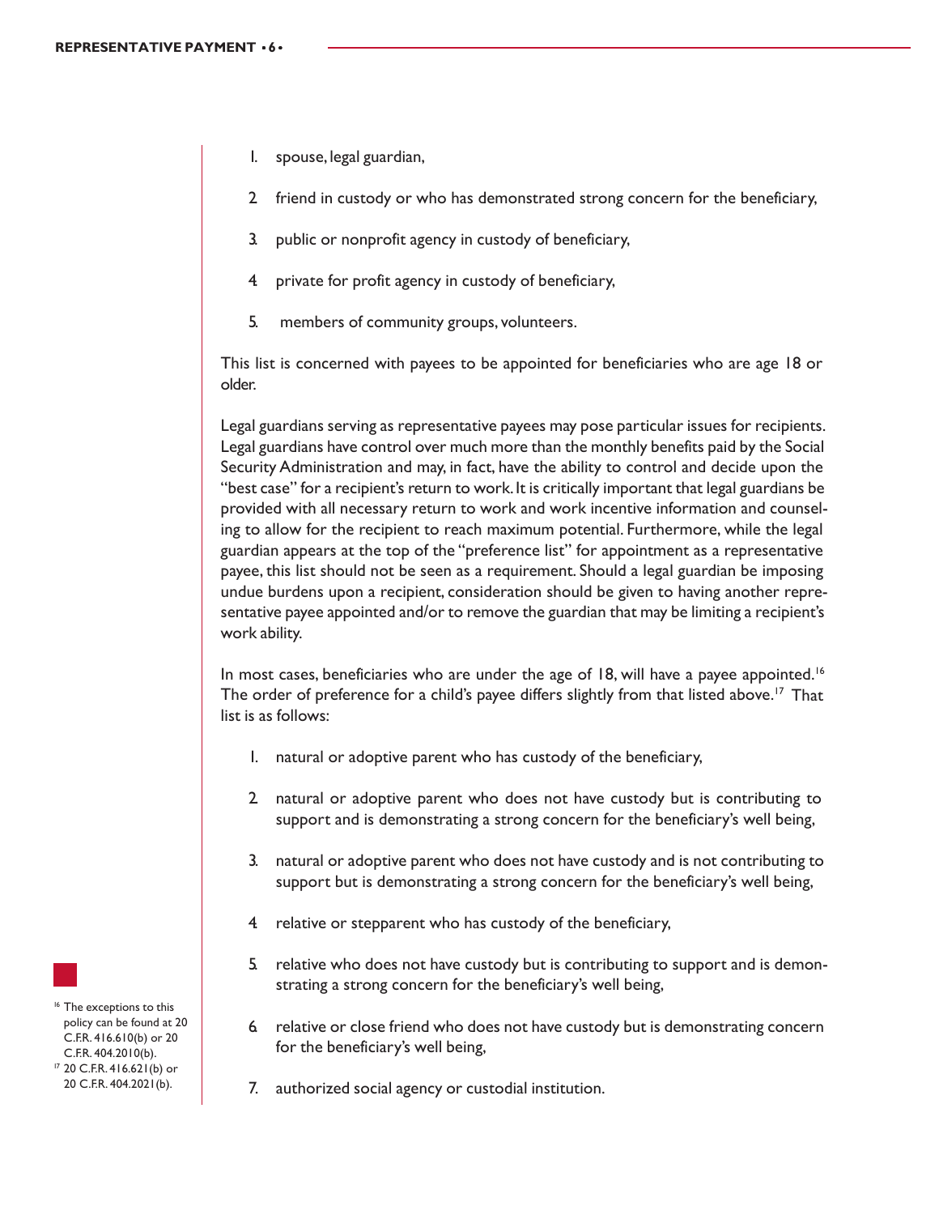1. spouse, legal guardian,
2. friend in custody or who has demonstrated strong concern for the beneficiary,
3. public or nonprofit agency in custody of beneficiary,
4. private for profit agency in custody of beneficiary,
5. members of community groups, volunteers.

This list is concerned with payees to be appointed for beneficiaries who are age 18 or older.

Legal guardians serving as representative payees may pose particular issues for recipients. Legal guardians have control over much more than the monthly benefits paid by the Social Security Administration and may, in fact, have the ability to control and decide upon the "best case" for a recipient's return to work. It is critically important that legal guardians be provided with all necessary return to work and work incentive information and counseling to allow for the recipient to reach maximum potential. Furthermore, while the legal guardian appears at the top of the "preference list" for appointment as a representative payee, this list should not be seen as a requirement. Should a legal guardian be imposing undue burdens upon a recipient, consideration should be given to having another representative payee appointed and/or to remove the guardian that may be limiting a recipient's work ability.

In most cases, beneficiaries who are under the age of 18, will have a payee appointed.[16] The order of preference for a child's payee differs slightly from that listed above.[17] That list is as follows:

1. natural or adoptive parent who has custody of the beneficiary,
2. natural or adoptive parent who does not have custody but is contributing to support and is demonstrating a strong concern for the beneficiary's well being,
3. natural or adoptive parent who does not have custody and is not contributing to support but is demonstrating a strong concern for the beneficiary's well being,
4. relative or stepparent who has custody of the beneficiary,
5. relative who does not have custody but is contributing to support and is demonstrating a strong concern for the beneficiary's well being,
6. relative or close friend who does not have custody but is demonstrating concern for the beneficiary's well being,
7. authorized social agency or custodial institution.

[16] The exceptions to this policy can be found at 20 C.F.R. 416.610(b) or 20 C.F.R. 404.2010(b).

[17] 20 C.F.R. 416.621(b) or 20 C.F.R. 404.2021(b).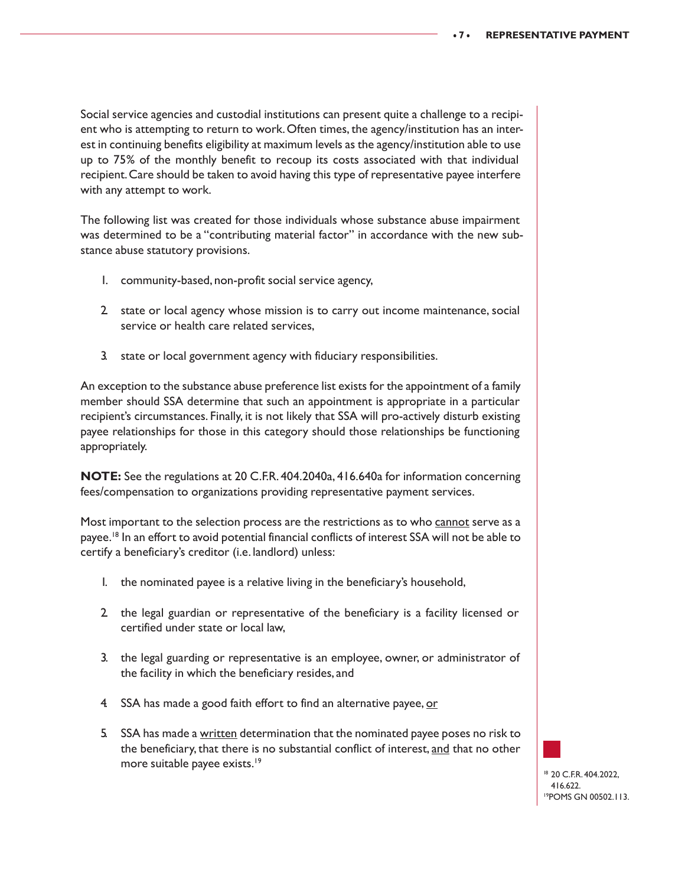Social service agencies and custodial institutions can present quite a challenge to a recipient who is attempting to return to work. Often times, the agency/institution has an interest in continuing benefits eligibility at maximum levels as the agency/institution able to use up to 75% of the monthly benefit to recoup its costs associated with that individual recipient. Care should be taken to avoid having this type of representative payee interfere with any attempt to work.

The following list was created for those individuals whose substance abuse impairment was determined to be a "contributing material factor" in accordance with the new substance abuse statutory provisions.

1. community-based, non-profit social service agency,
2. state or local agency whose mission is to carry out income maintenance, social service or health care related services,
3. state or local government agency with fiduciary responsibilities.

An exception to the substance abuse preference list exists for the appointment of a family member should SSA determine that such an appointment is appropriate in a particular recipient's circumstances. Finally, it is not likely that SSA will pro-actively disturb existing payee relationships for those in this category should those relationships be functioning appropriately.

**NOTE:** See the regulations at 20 C.F.R. 404.2040a, 416.640a for information concerning fees/compensation to organizations providing representative payment services.

Most important to the selection process are the restrictions as to who cannot serve as a payee.[18] In an effort to avoid potential financial conflicts of interest SSA will not be able to certify a beneficiary's creditor (i.e. landlord) unless:

1. the nominated payee is a relative living in the beneficiary's household,
2. the legal guardian or representative of the beneficiary is a facility licensed or certified under state or local law,
3. the legal guarding or representative is an employee, owner, or administrator of the facility in which the beneficiary resides, and
4. SSA has made a good faith effort to find an alternative payee, or
5. SSA has made a written determination that the nominated payee poses no risk to the beneficiary, that there is no substantial conflict of interest, and that no other more suitable payee exists.[19]

[18] 20 C.F.R. 404.2022, 416.622.

[19] POMS GN 00502.113.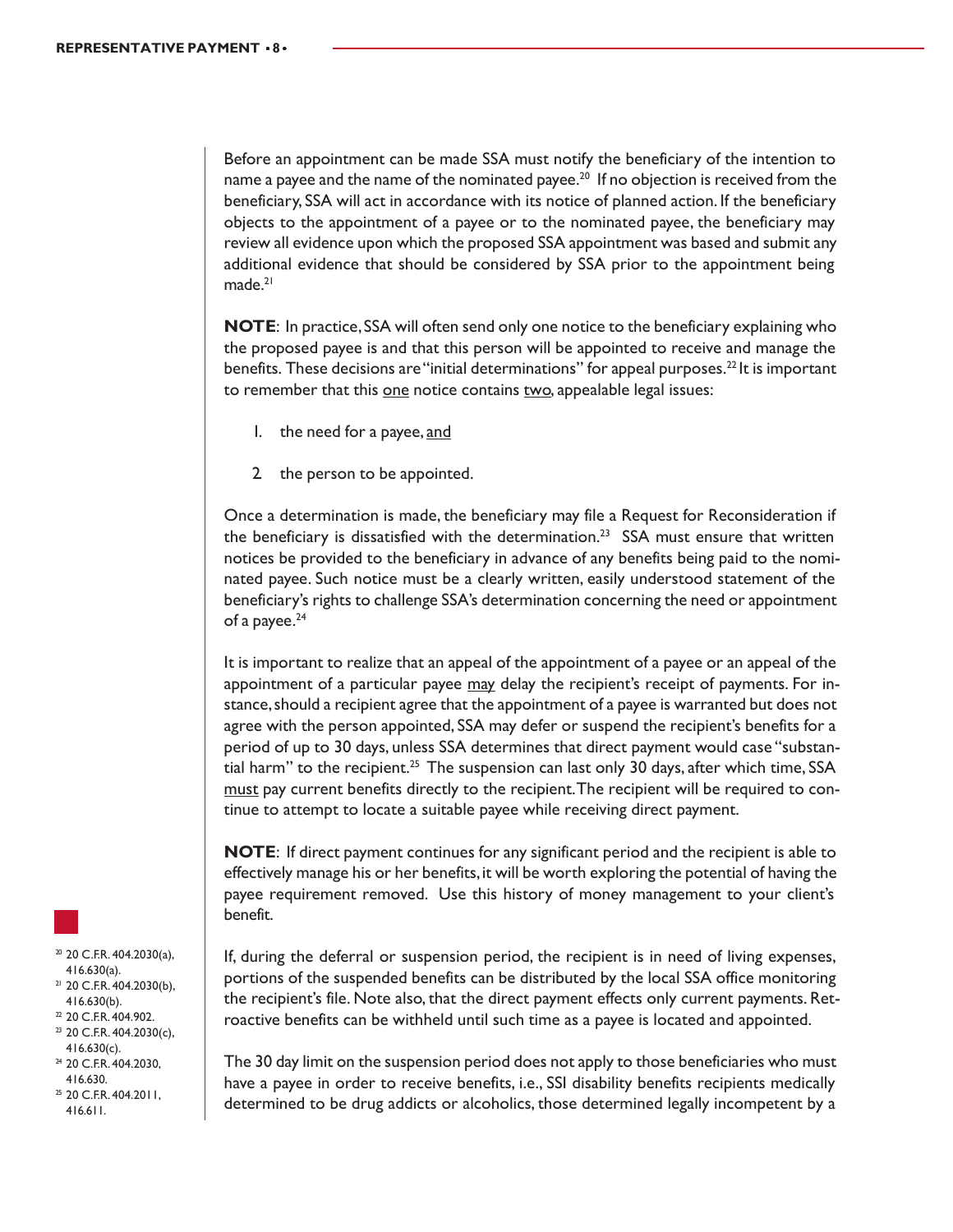Before an appointment can be made SSA must notify the beneficiary of the intention to name a payee and the name of the nominated payee.[20] If no objection is received from the beneficiary, SSA will act in accordance with its notice of planned action. If the beneficiary objects to the appointment of a payee or to the nominated payee, the beneficiary may review all evidence upon which the proposed SSA appointment was based and submit any additional evidence that should be considered by SSA prior to the appointment being made.[21]

**NOTE**: In practice, SSA will often send only one notice to the beneficiary explaining who the proposed payee is and that this person will be appointed to receive and manage the benefits. These decisions are "initial determinations" for appeal purposes.[22] It is important to remember that this <u>one</u> notice contains <u>two</u>, appealable legal issues:

1. the need for a payee, <u>and</u>
2. the person to be appointed.

Once a determination is made, the beneficiary may file a Request for Reconsideration if the beneficiary is dissatisfied with the determination.[23] SSA must ensure that written notices be provided to the beneficiary in advance of any benefits being paid to the nominated payee. Such notice must be a clearly written, easily understood statement of the beneficiary's rights to challenge SSA's determination concerning the need or appointment of a payee.[24]

It is important to realize that an appeal of the appointment of a payee or an appeal of the appointment of a particular payee <u>may</u> delay the recipient's receipt of payments. For instance, should a recipient agree that the appointment of a payee is warranted but does not agree with the person appointed, SSA may defer or suspend the recipient's benefits for a period of up to 30 days, unless SSA determines that direct payment would case "substantial harm" to the recipient.[25] The suspension can last only 30 days, after which time, SSA <u>must</u> pay current benefits directly to the recipient. The recipient will be required to continue to attempt to locate a suitable payee while receiving direct payment.

**NOTE**: If direct payment continues for any significant period and the recipient is able to effectively manage his or her benefits, it will be worth exploring the potential of having the payee requirement removed. Use this history of money management to your client's benefit.

If, during the deferral or suspension period, the recipient is in need of living expenses, portions of the suspended benefits can be distributed by the local SSA office monitoring the recipient's file. Note also, that the direct payment effects only current payments. Retroactive benefits can be withheld until such time as a payee is located and appointed.

The 30 day limit on the suspension period does not apply to those beneficiaries who must have a payee in order to receive benefits, i.e., SSI disability benefits recipients medically determined to be drug addicts or alcoholics, those determined legally incompetent by a

---

[20] 20 C.F.R. 404.2030(a), 416.630(a).
[21] 20 C.F.R. 404.2030(b), 416.630(b).
[22] 20 C.F.R. 404.902.
[23] 20 C.F.R. 404.2030(c), 416.630(c).
[24] 20 C.F.R. 404.2030, 416.630.
[25] 20 C.F.R. 404.2011, 416.611.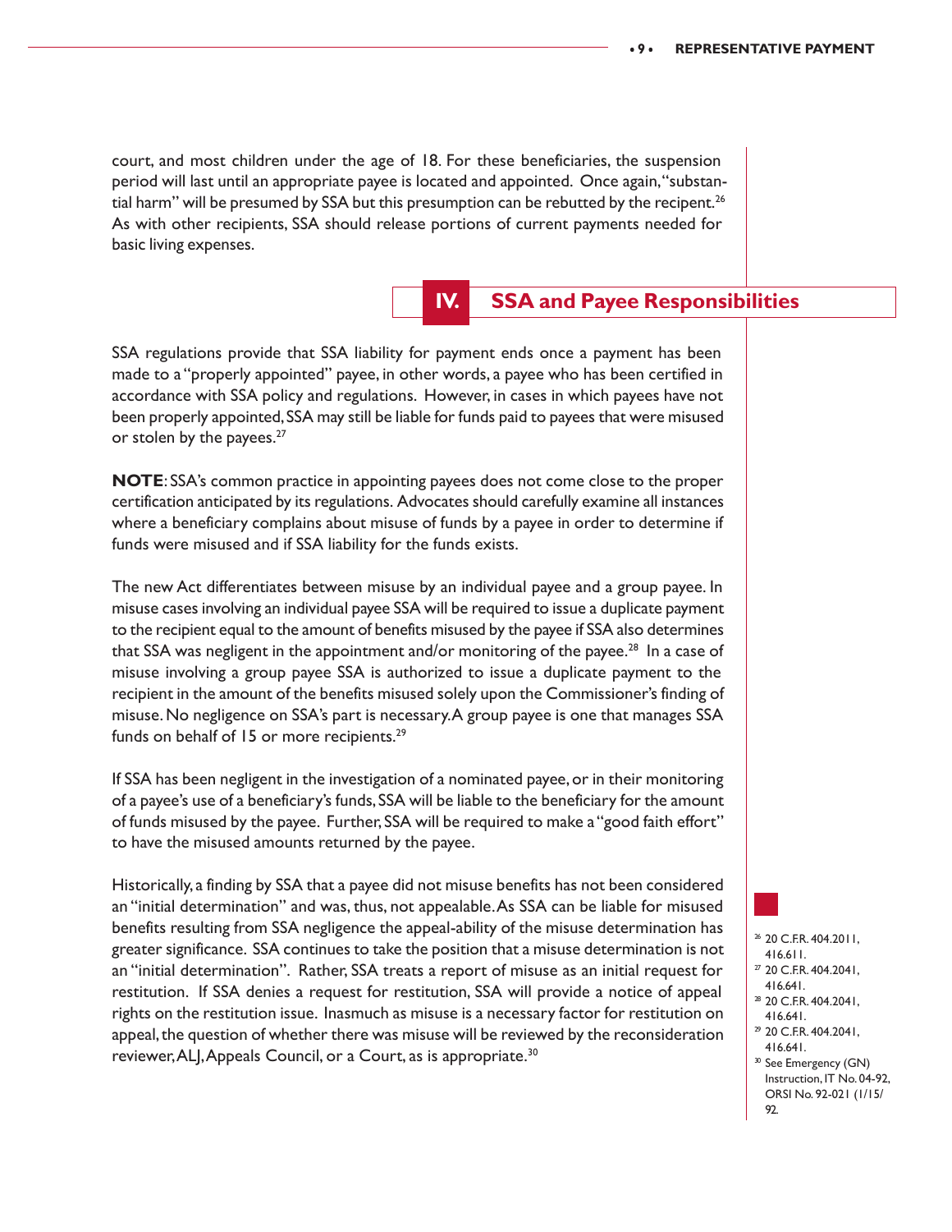court, and most children under the age of 18. For these beneficiaries, the suspension period will last until an appropriate payee is located and appointed. Once again, "substantial harm" will be presumed by SSA but this presumption can be rebutted by the recipent.[26] As with other recipients, SSA should release portions of current payments needed for basic living expenses.

## IV. SSA and Payee Responsibilities

SSA regulations provide that SSA liability for payment ends once a payment has been made to a "properly appointed" payee, in other words, a payee who has been certified in accordance with SSA policy and regulations. However, in cases in which payees have not been properly appointed, SSA may still be liable for funds paid to payees that were misused or stolen by the payees.[27]

**NOTE**: SSA's common practice in appointing payees does not come close to the proper certification anticipated by its regulations. Advocates should carefully examine all instances where a beneficiary complains about misuse of funds by a payee in order to determine if funds were misused and if SSA liability for the funds exists.

The new Act differentiates between misuse by an individual payee and a group payee. In misuse cases involving an individual payee SSA will be required to issue a duplicate payment to the recipient equal to the amount of benefits misused by the payee if SSA also determines that SSA was negligent in the appointment and/or monitoring of the payee.[28] In a case of misuse involving a group payee SSA is authorized to issue a duplicate payment to the recipient in the amount of the benefits misused solely upon the Commissioner's finding of misuse. No negligence on SSA's part is necessary. A group payee is one that manages SSA funds on behalf of 15 or more recipients.[29]

If SSA has been negligent in the investigation of a nominated payee, or in their monitoring of a payee's use of a beneficiary's funds, SSA will be liable to the beneficiary for the amount of funds misused by the payee. Further, SSA will be required to make a "good faith effort" to have the misused amounts returned by the payee.

Historically, a finding by SSA that a payee did not misuse benefits has not been considered an "initial determination" and was, thus, not appealable. As SSA can be liable for misused benefits resulting from SSA negligence the appeal-ability of the misuse determination has greater significance. SSA continues to take the position that a misuse determination is not an "initial determination". Rather, SSA treats a report of misuse as an initial request for restitution. If SSA denies a request for restitution, SSA will provide a notice of appeal rights on the restitution issue. Inasmuch as misuse is a necessary factor for restitution on appeal, the question of whether there was misuse will be reviewed by the reconsideration reviewer, ALJ, Appeals Council, or a Court, as is appropriate.[30]

---

[26] 20 C.F.R. 404.2011, 416.611.

[27] 20 C.F.R. 404.2041, 416.641.

[28] 20 C.F.R. 404.2041, 416.641.

[29] 20 C.F.R. 404.2041, 416.641.

[30] See Emergency (GN) Instruction, IT No. 04-92, ORSI No. 92-021 (1/15/92.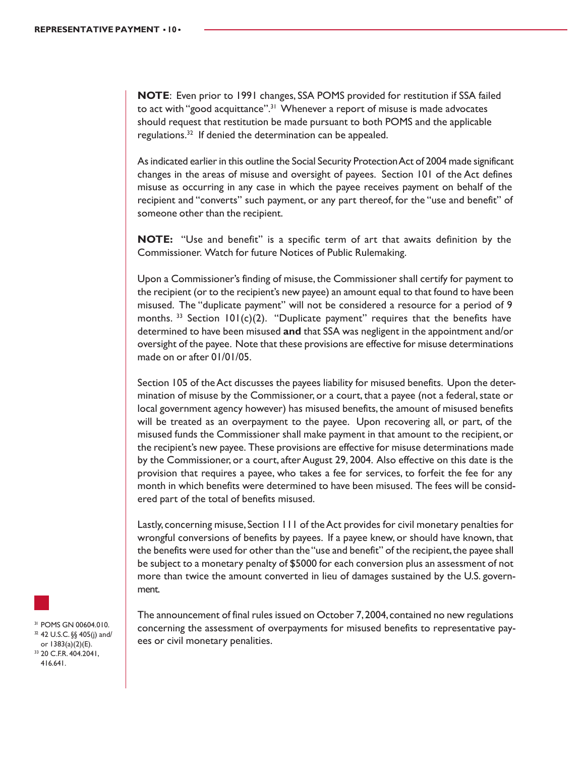**NOTE**: Even prior to 1991 changes, SSA POMS provided for restitution if SSA failed to act with "good acquittance".[31] Whenever a report of misuse is made advocates should request that restitution be made pursuant to both POMS and the applicable regulations.[32] If denied the determination can be appealed.

As indicated earlier in this outline the Social Security Protection Act of 2004 made significant changes in the areas of misuse and oversight of payees. Section 101 of the Act defines misuse as occurring in any case in which the payee receives payment on behalf of the recipient and "converts" such payment, or any part thereof, for the "use and benefit" of someone other than the recipient.

**NOTE:** "Use and benefit" is a specific term of art that awaits definition by the Commissioner. Watch for future Notices of Public Rulemaking.

Upon a Commissioner's finding of misuse, the Commissioner shall certify for payment to the recipient (or to the recipient's new payee) an amount equal to that found to have been misused. The "duplicate payment" will not be considered a resource for a period of 9 months. [33] Section 101(c)(2). "Duplicate payment" requires that the benefits have determined to have been misused **and** that SSA was negligent in the appointment and/or oversight of the payee. Note that these provisions are effective for misuse determinations made on or after 01/01/05.

Section 105 of the Act discusses the payees liability for misused benefits. Upon the determination of misuse by the Commissioner, or a court, that a payee (not a federal, state or local government agency however) has misused benefits, the amount of misused benefits will be treated as an overpayment to the payee. Upon recovering all, or part, of the misused funds the Commissioner shall make payment in that amount to the recipient, or the recipient's new payee. These provisions are effective for misuse determinations made by the Commissioner, or a court, after August 29, 2004. Also effective on this date is the provision that requires a payee, who takes a fee for services, to forfeit the fee for any month in which benefits were determined to have been misused. The fees will be considered part of the total of benefits misused.

Lastly, concerning misuse, Section 111 of the Act provides for civil monetary penalties for wrongful conversions of benefits by payees. If a payee knew, or should have known, that the benefits were used for other than the "use and benefit" of the recipient, the payee shall be subject to a monetary penalty of $5000 for each conversion plus an assessment of not more than twice the amount converted in lieu of damages sustained by the U.S. government.

The announcement of final rules issued on October 7, 2004, contained no new regulations concerning the assessment of overpayments for misused benefits to representative payees or civil monetary penalities.

---

[31] POMS GN 00604.010.
[32] 42 U.S.C. §§ 405(j) and/or 1383(a)(2)(E).
[33] 20 C.F.R. 404.2041, 416.641.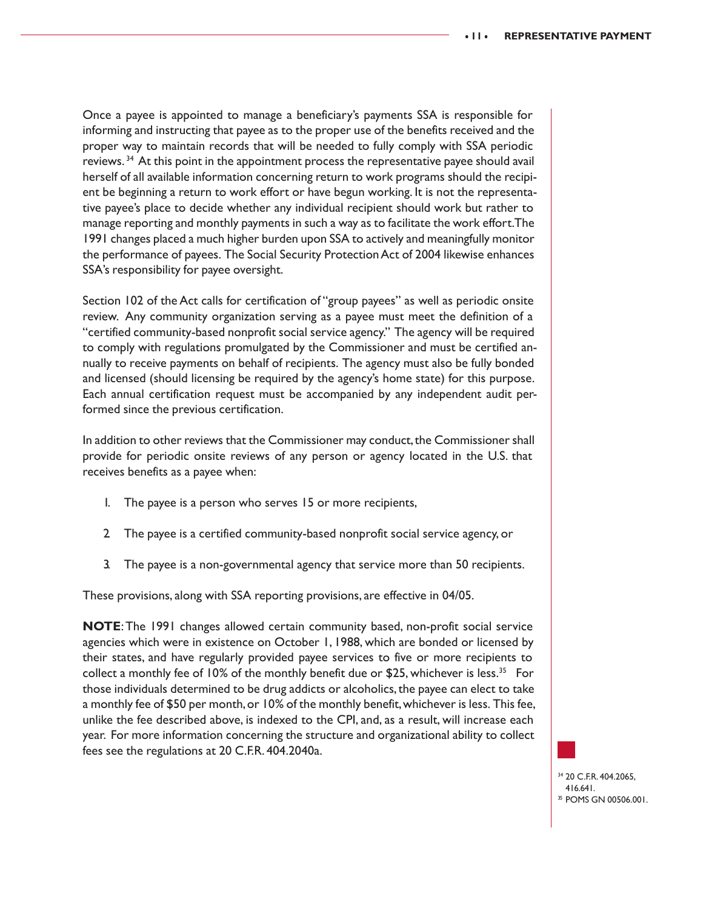Once a payee is appointed to manage a beneficiary's payments SSA is responsible for informing and instructing that payee as to the proper use of the benefits received and the proper way to maintain records that will be needed to fully comply with SSA periodic reviews.[34] At this point in the appointment process the representative payee should avail herself of all available information concerning return to work programs should the recipient be beginning a return to work effort or have begun working. It is not the representative payee's place to decide whether any individual recipient should work but rather to manage reporting and monthly payments in such a way as to facilitate the work effort. The 1991 changes placed a much higher burden upon SSA to actively and meaningfully monitor the performance of payees. The Social Security Protection Act of 2004 likewise enhances SSA's responsibility for payee oversight.

Section 102 of the Act calls for certification of "group payees" as well as periodic onsite review. Any community organization serving as a payee must meet the definition of a "certified community-based nonprofit social service agency." The agency will be required to comply with regulations promulgated by the Commissioner and must be certified annually to receive payments on behalf of recipients. The agency must also be fully bonded and licensed (should licensing be required by the agency's home state) for this purpose. Each annual certification request must be accompanied by any independent audit performed since the previous certification.

In addition to other reviews that the Commissioner may conduct, the Commissioner shall provide for periodic onsite reviews of any person or agency located in the U.S. that receives benefits as a payee when:

1. The payee is a person who serves 15 or more recipients,
2. The payee is a certified community-based nonprofit social service agency, or
3. The payee is a non-governmental agency that service more than 50 recipients.

These provisions, along with SSA reporting provisions, are effective in 04/05.

**NOTE**: The 1991 changes allowed certain community based, non-profit social service agencies which were in existence on October 1, 1988, which are bonded or licensed by their states, and have regularly provided payee services to five or more recipients to collect a monthly fee of 10% of the monthly benefit due or $25, whichever is less.[35] For those individuals determined to be drug addicts or alcoholics, the payee can elect to take a monthly fee of $50 per month, or 10% of the monthly benefit, whichever is less. This fee, unlike the fee described above, is indexed to the CPI, and, as a result, will increase each year. For more information concerning the structure and organizational ability to collect fees see the regulations at 20 C.F.R. 404.2040a.

[34] 20 C.F.R. 404.2065, 416.641.

[35] POMS GN 00506.001.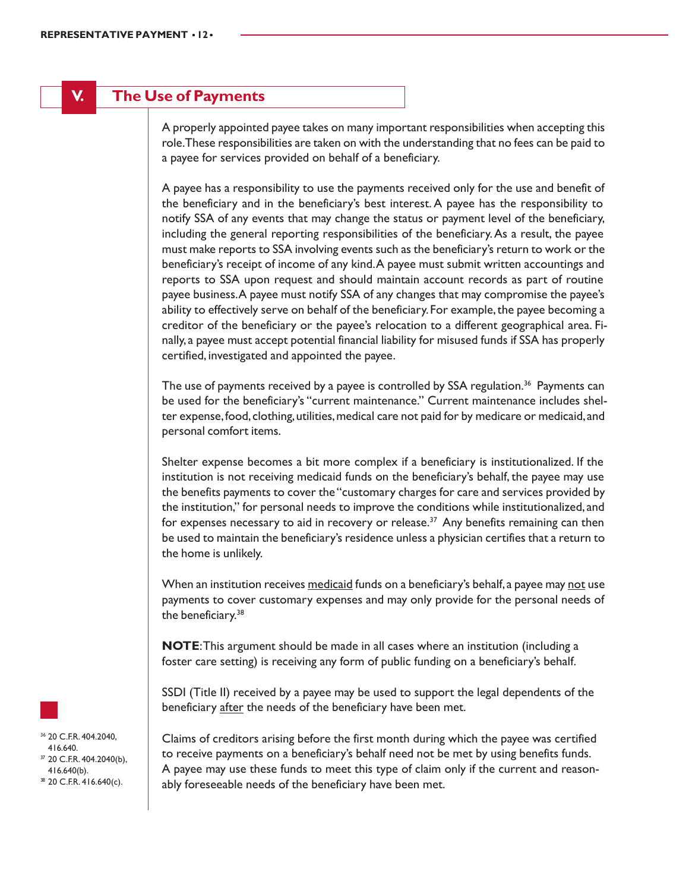## V. The Use of Payments

A properly appointed payee takes on many important responsibilities when accepting this role. These responsibilities are taken on with the understanding that no fees can be paid to a payee for services provided on behalf of a beneficiary.

A payee has a responsibility to use the payments received only for the use and benefit of the beneficiary and in the beneficiary's best interest. A payee has the responsibility to notify SSA of any events that may change the status or payment level of the beneficiary, including the general reporting responsibilities of the beneficiary. As a result, the payee must make reports to SSA involving events such as the beneficiary's return to work or the beneficiary's receipt of income of any kind. A payee must submit written accountings and reports to SSA upon request and should maintain account records as part of routine payee business. A payee must notify SSA of any changes that may compromise the payee's ability to effectively serve on behalf of the beneficiary. For example, the payee becoming a creditor of the beneficiary or the payee's relocation to a different geographical area. Finally, a payee must accept potential financial liability for misused funds if SSA has properly certified, investigated and appointed the payee.

The use of payments received by a payee is controlled by SSA regulation.[36] Payments can be used for the beneficiary's "current maintenance." Current maintenance includes shelter expense, food, clothing, utilities, medical care not paid for by medicare or medicaid, and personal comfort items.

Shelter expense becomes a bit more complex if a beneficiary is institutionalized. If the institution is not receiving medicaid funds on the beneficiary's behalf, the payee may use the benefits payments to cover the "customary charges for care and services provided by the institution," for personal needs to improve the conditions while institutionalized, and for expenses necessary to aid in recovery or release.[37] Any benefits remaining can then be used to maintain the beneficiary's residence unless a physician certifies that a return to the home is unlikely.

When an institution receives <u>medicaid</u> funds on a beneficiary's behalf, a payee may <u>not</u> use payments to cover customary expenses and may only provide for the personal needs of the beneficiary.[38]

**NOTE**: This argument should be made in all cases where an institution (including a foster care setting) is receiving any form of public funding on a beneficiary's behalf.

SSDI (Title II) received by a payee may be used to support the legal dependents of the beneficiary <u>after</u> the needs of the beneficiary have been met.

Claims of creditors arising before the first month during which the payee was certified to receive payments on a beneficiary's behalf need not be met by using benefits funds. A payee may use these funds to meet this type of claim only if the current and reasonably foreseeable needs of the beneficiary have been met.

[36] 20 C.F.R. 404.2040, 416.640.
[37] 20 C.F.R. 404.2040(b), 416.640(b).
[38] 20 C.F.R. 416.640(c).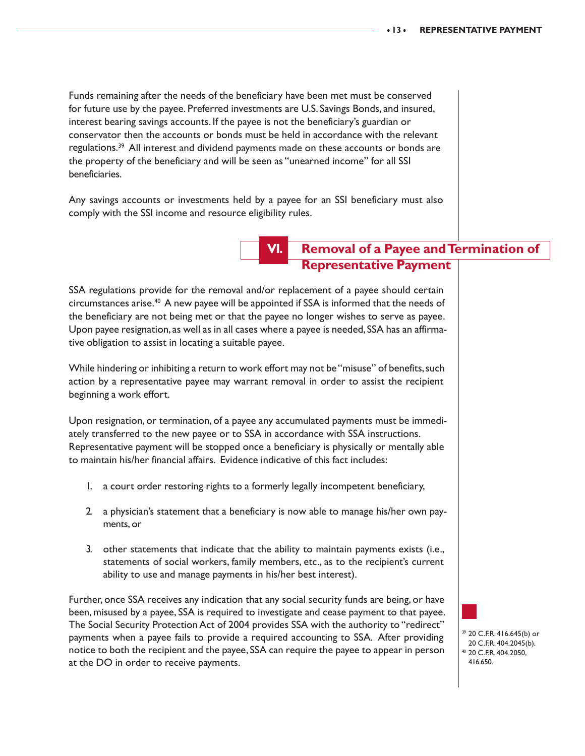Funds remaining after the needs of the beneficiary have been met must be conserved for future use by the payee. Preferred investments are U.S. Savings Bonds, and insured, interest bearing savings accounts. If the payee is not the beneficiary's guardian or conservator then the accounts or bonds must be held in accordance with the relevant regulations.[39] All interest and dividend payments made on these accounts or bonds are the property of the beneficiary and will be seen as "unearned income" for all SSI beneficiaries.

Any savings accounts or investments held by a payee for an SSI beneficiary must also comply with the SSI income and resource eligibility rules.

## VI. Removal of a Payee and Termination of Representative Payment

SSA regulations provide for the removal and/or replacement of a payee should certain circumstances arise.[40] A new payee will be appointed if SSA is informed that the needs of the beneficiary are not being met or that the payee no longer wishes to serve as payee. Upon payee resignation, as well as in all cases where a payee is needed, SSA has an affirmative obligation to assist in locating a suitable payee.

While hindering or inhibiting a return to work effort may not be "misuse" of benefits, such action by a representative payee may warrant removal in order to assist the recipient beginning a work effort.

Upon resignation, or termination, of a payee any accumulated payments must be immediately transferred to the new payee or to SSA in accordance with SSA instructions. Representative payment will be stopped once a beneficiary is physically or mentally able to maintain his/her financial affairs. Evidence indicative of this fact includes:

1. a court order restoring rights to a formerly legally incompetent beneficiary,
2. a physician's statement that a beneficiary is now able to manage his/her own payments, or
3. other statements that indicate that the ability to maintain payments exists (i.e., statements of social workers, family members, etc., as to the recipient's current ability to use and manage payments in his/her best interest).

Further, once SSA receives any indication that any social security funds are being, or have been, misused by a payee, SSA is required to investigate and cease payment to that payee. The Social Security Protection Act of 2004 provides SSA with the authority to "redirect" payments when a payee fails to provide a required accounting to SSA. After providing notice to both the recipient and the payee, SSA can require the payee to appear in person at the DO in order to receive payments.

[39] 20 C.F.R. 416.645(b) or 20 C.F.R. 404.2045(b).
[40] 20 C.F.R. 404.2050, 416.650.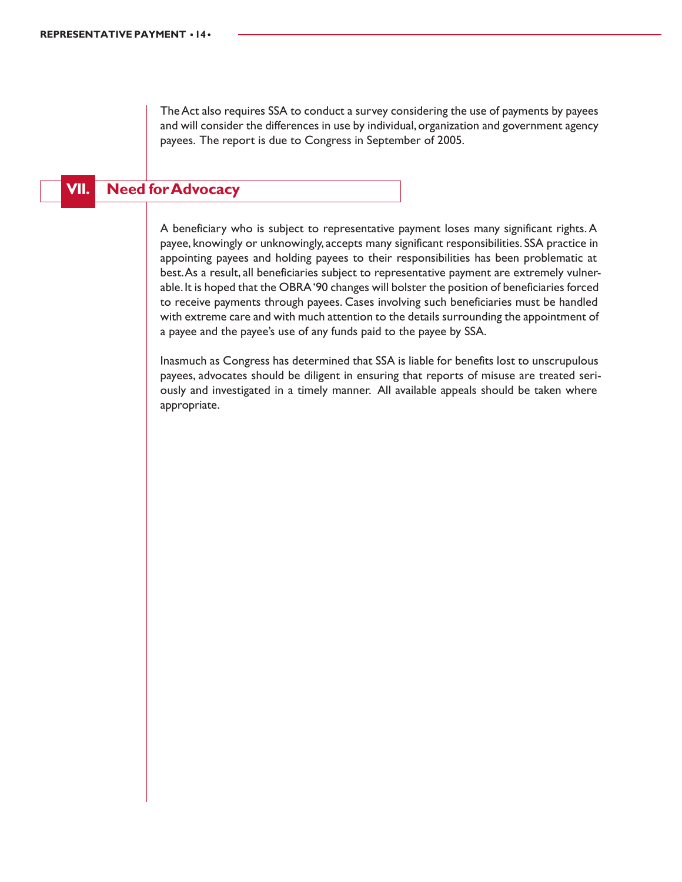The Act also requires SSA to conduct a survey considering the use of payments by payees and will consider the differences in use by individual, organization and government agency payees. The report is due to Congress in September of 2005.

## VII. Need for Advocacy

A beneficiary who is subject to representative payment loses many significant rights. A payee, knowingly or unknowingly, accepts many significant responsibilities. SSA practice in appointing payees and holding payees to their responsibilities has been problematic at best. As a result, all beneficiaries subject to representative payment are extremely vulnerable. It is hoped that the OBRA '90 changes will bolster the position of beneficiaries forced to receive payments through payees. Cases involving such beneficiaries must be handled with extreme care and with much attention to the details surrounding the appointment of a payee and the payee's use of any funds paid to the payee by SSA.

Inasmuch as Congress has determined that SSA is liable for benefits lost to unscrupulous payees, advocates should be diligent in ensuring that reports of misuse are treated seriously and investigated in a timely manner. All available appeals should be taken where appropriate.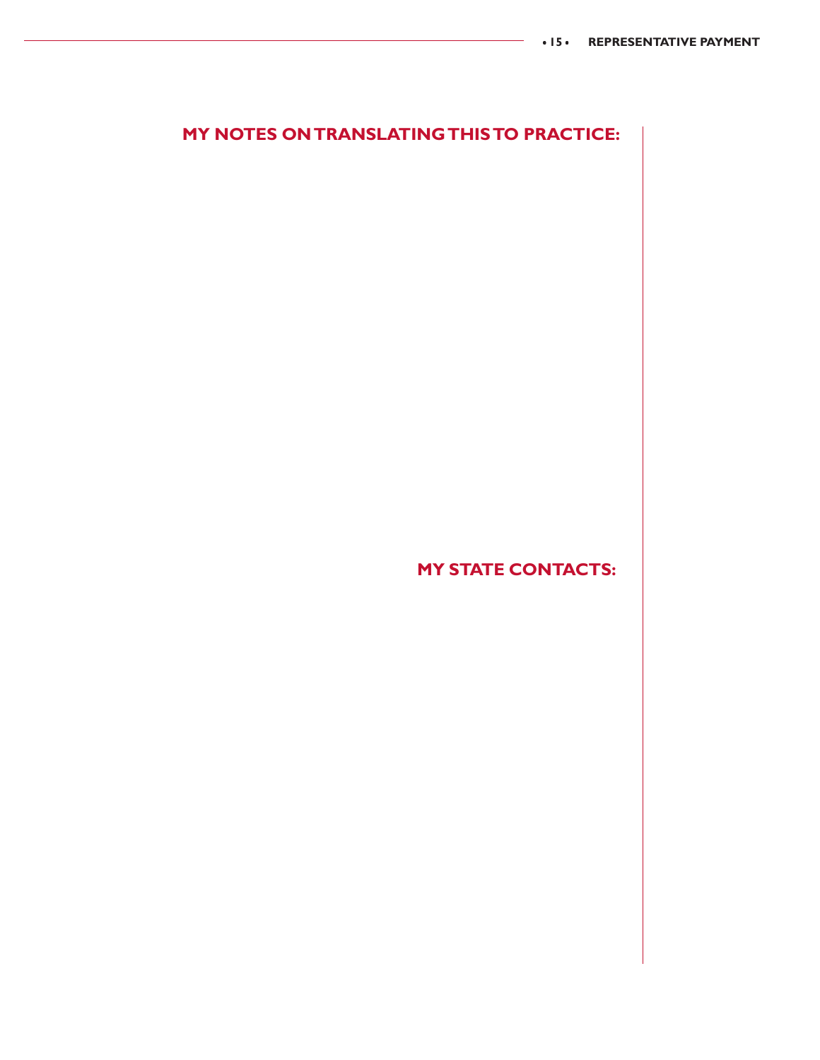## MY NOTES ON TRANSLATING THIS TO PRACTICE:

## MY STATE CONTACTS: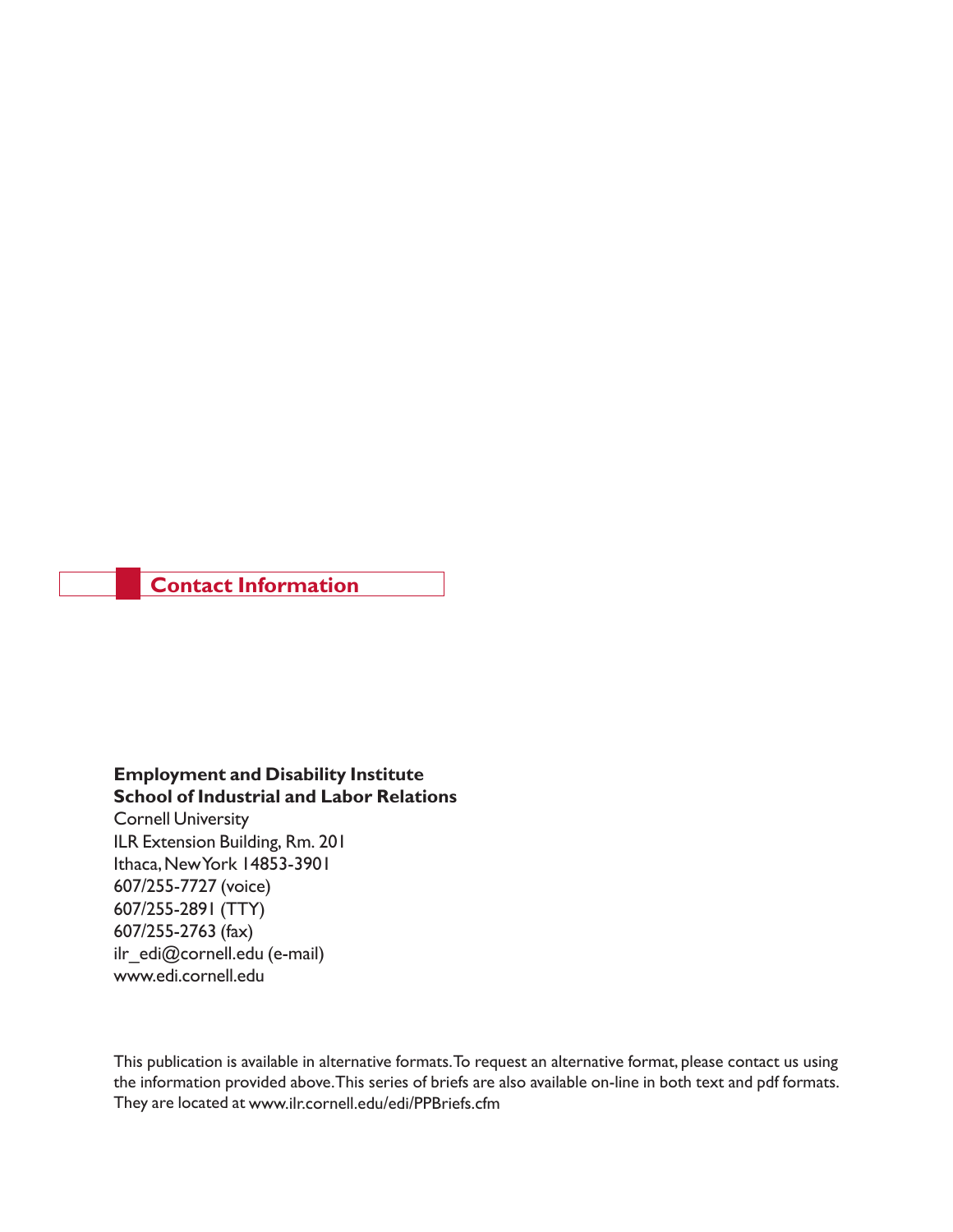## Contact Information

**Employment and Disability Institute**
**School of Industrial and Labor Relations**
Cornell University
ILR Extension Building, Rm. 201
Ithaca, New York 14853-3901
607/255-7727 (voice)
607/255-2891 (TTY)
607/255-2763 (fax)
ilr_edi@cornell.edu (e-mail)
www.edi.cornell.edu

This publication is available in alternative formats. To request an alternative format, please contact us using the information provided above. This series of briefs are also available on-line in both text and pdf formats. They are located at www.ilr.cornell.edu/edi/PPBriefs.cfm